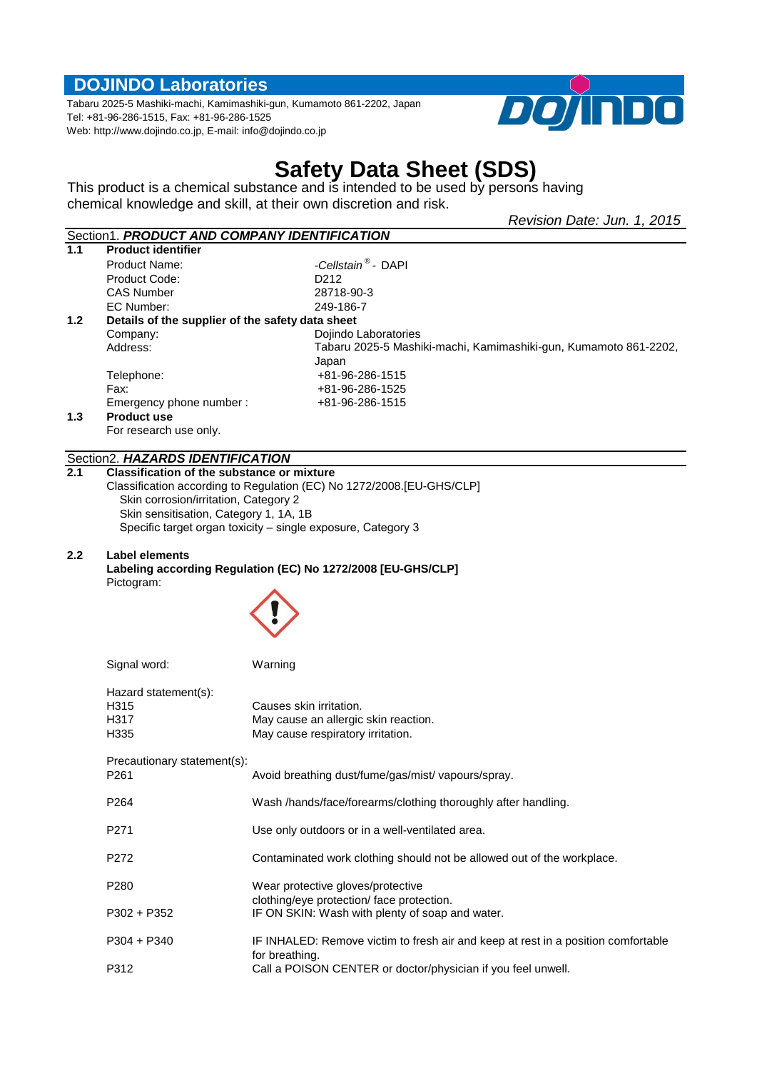## DOJINDO Laboratories

Tabaru 2025-5 Mashiki-machi, Kamimashiki-gun, Kumamoto 861-2202, Japan
Tel: +81-96-286-1515, Fax: +81-96-286-1525
Web: http://www.dojindo.co.jp, E-mail: info@dojindo.co.jp

# Safety Data Sheet (SDS)

This product is a chemical substance and is intended to be used by persons having chemical knowledge and skill, at their own discretion and risk.

*Revision Date: Jun. 1, 2015*

## Section1. *PRODUCT AND COMPANY IDENTIFICATION*

**1.1 Product identifier**

| | |
|---|---|
| Product Name: | *-Cellstain®-* DAPI |
| Product Code: | D212 |
| CAS Number | 28718-90-3 |
| EC Number: | 249-186-7 |

**1.2 Details of the supplier of the safety data sheet**

| | |
|---|---|
| Company: | Dojindo Laboratories |
| Address: | Tabaru 2025-5 Mashiki-machi, Kamimashiki-gun, Kumamoto 861-2202, Japan |
| Telephone: | +81-96-286-1515 |
| Fax: | +81-96-286-1525 |
| Emergency phone number : | +81-96-286-1515 |

**1.3 Product use**

For research use only.

## Section2. *HAZARDS IDENTIFICATION*

**2.1 Classification of the substance or mixture**

Classification according to Regulation (EC) No 1272/2008.[EU-GHS/CLP]

- Skin corrosion/irritation, Category 2
- Skin sensitisation, Category 1, 1A, 1B
- Specific target organ toxicity – single exposure, Category 3

**2.2 Label elements**

**Labeling according Regulation (EC) No 1272/2008 [EU-GHS/CLP]**

Pictogram:

Signal word: Warning

Hazard statement(s):

| | |
|---|---|
| H315 | Causes skin irritation. |
| H317 | May cause an allergic skin reaction. |
| H335 | May cause respiratory irritation. |

Precautionary statement(s):

| | |
|---|---|
| P261 | Avoid breathing dust/fume/gas/mist/ vapours/spray. |
| P264 | Wash /hands/face/forearms/clothing thoroughly after handling. |
| P271 | Use only outdoors or in a well-ventilated area. |
| P272 | Contaminated work clothing should not be allowed out of the workplace. |
| P280 | Wear protective gloves/protective clothing/eye protection/ face protection. |
| P302 + P352 | IF ON SKIN: Wash with plenty of soap and water. |
| P304 + P340 | IF INHALED: Remove victim to fresh air and keep at rest in a position comfortable for breathing. |
| P312 | Call a POISON CENTER or doctor/physician if you feel unwell. |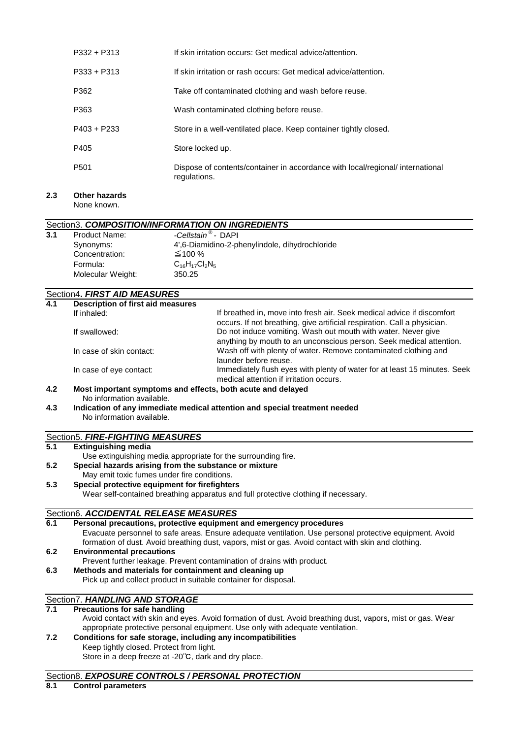| | |
|---|---|
| P332 + P313 | If skin irritation occurs: Get medical advice/attention. |
| P333 + P313 | If skin irritation or rash occurs: Get medical advice/attention. |
| P362 | Take off contaminated clothing and wash before reuse. |
| P363 | Wash contaminated clothing before reuse. |
| P403 + P233 | Store in a well-ventilated place. Keep container tightly closed. |
| P405 | Store locked up. |
| P501 | Dispose of contents/container in accordance with local/regional/ international regulations. |

**2.3 Other hazards**

None known.

## Section3. *COMPOSITION/INFORMATION ON INGREDIENTS*

**3.1**

| | |
|---|---|
| Product Name: | -*Cellstain*® - DAPI |
| Synonyms: | 4',6-Diamidino-2-phenylindole, dihydrochloride |
| Concentration: | ≦100 % |
| Formula: | $C_{16}H_{17}Cl_2N_5$ |
| Molecular Weight: | 350.25 |

## Section4**.** *FIRST AID MEASURES*

**4.1 Description of first aid measures**

| | |
|---|---|
| If inhaled: | If breathed in, move into fresh air. Seek medical advice if discomfort occurs. If not breathing, give artificial respiration. Call a physician. |
| If swallowed: | Do not induce vomiting. Wash out mouth with water. Never give anything by mouth to an unconscious person. Seek medical attention. |
| In case of skin contact: | Wash off with plenty of water. Remove contaminated clothing and launder before reuse. |
| In case of eye contact: | Immediately flush eyes with plenty of water for at least 15 minutes. Seek medical attention if irritation occurs. |

**4.2 Most important symptoms and effects, both acute and delayed**

No information available.

**4.3 Indication of any immediate medical attention and special treatment needed**

No information available.

## Section5. *FIRE-FIGHTING MEASURES*

**5.1 Extinguishing media**

Use extinguishing media appropriate for the surrounding fire.

**5.2 Special hazards arising from the substance or mixture**

May emit toxic fumes under fire conditions.

**5.3 Special protective equipment for firefighters**

Wear self-contained breathing apparatus and full protective clothing if necessary.

## Section6. *ACCIDENTAL RELEASE MEASURES*

**6.1 Personal precautions, protective equipment and emergency procedures**

Evacuate personnel to safe areas. Ensure adequate ventilation. Use personal protective equipment. Avoid formation of dust. Avoid breathing dust, vapors, mist or gas. Avoid contact with skin and clothing.

**6.2 Environmental precautions**

Prevent further leakage. Prevent contamination of drains with product.

**6.3 Methods and materials for containment and cleaning up**

Pick up and collect product in suitable container for disposal.

## Section7. *HANDLING AND STORAGE*

**7.1 Precautions for safe handling**

Avoid contact with skin and eyes. Avoid formation of dust. Avoid breathing dust, vapors, mist or gas. Wear appropriate protective personal equipment. Use only with adequate ventilation.

**7.2 Conditions for safe storage, including any incompatibilities**

Keep tightly closed. Protect from light.
Store in a deep freeze at -20℃, dark and dry place.

## Section8. *EXPOSURE CONTROLS / PERSONAL PROTECTION*

**8.1 Control parameters**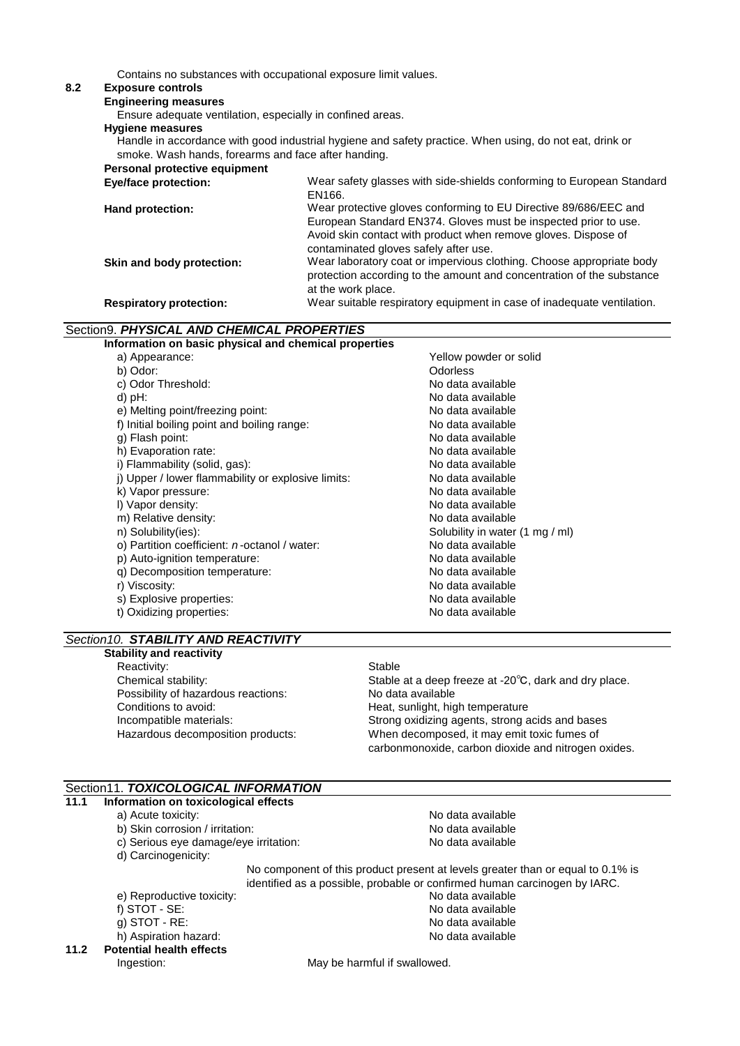Contains no substances with occupational exposure limit values.

### 8.2 Exposure controls

**Engineering measures**

Ensure adequate ventilation, especially in confined areas.

**Hygiene measures**

Handle in accordance with good industrial hygiene and safety practice. When using, do not eat, drink or smoke. Wash hands, forearms and face after handing.

**Personal protective equipment**

| | |
|---|---|
| **Eye/face protection:** | Wear safety glasses with side-shields conforming to European Standard EN166. |
| **Hand protection:** | Wear protective gloves conforming to EU Directive 89/686/EEC and European Standard EN374. Gloves must be inspected prior to use. Avoid skin contact with product when remove gloves. Dispose of contaminated gloves safely after use. |
| **Skin and body protection:** | Wear laboratory coat or impervious clothing. Choose appropriate body protection according to the amount and concentration of the substance at the work place. |
| **Respiratory protection:** | Wear suitable respiratory equipment in case of inadequate ventilation. |

## Section9. *PHYSICAL AND CHEMICAL PROPERTIES*

**Information on basic physical and chemical properties**

| | |
|---|---|
| a) Appearance: | Yellow powder or solid |
| b) Odor: | Odorless |
| c) Odor Threshold: | No data available |
| d) pH: | No data available |
| e) Melting point/freezing point: | No data available |
| f) Initial boiling point and boiling range: | No data available |
| g) Flash point: | No data available |
| h) Evaporation rate: | No data available |
| i) Flammability (solid, gas): | No data available |
| j) Upper / lower flammability or explosive limits: | No data available |
| k) Vapor pressure: | No data available |
| l) Vapor density: | No data available |
| m) Relative density: | No data available |
| n) Solubility(ies): | Solubility in water (1 mg / ml) |
| o) Partition coefficient: *n*-octanol / water: | No data available |
| p) Auto-ignition temperature: | No data available |
| q) Decomposition temperature: | No data available |
| r) Viscosity: | No data available |
| s) Explosive properties: | No data available |
| t) Oxidizing properties: | No data available |

## *Section10. STABILITY AND REACTIVITY*

**Stability and reactivity**

| | |
|---|---|
| Reactivity: | Stable |
| Chemical stability: | Stable at a deep freeze at -20℃, dark and dry place. |
| Possibility of hazardous reactions: | No data available |
| Conditions to avoid: | Heat, sunlight, high temperature |
| Incompatible materials: | Strong oxidizing agents, strong acids and bases |
| Hazardous decomposition products: | When decomposed, it may emit toxic fumes of carbonmonoxide, carbon dioxide and nitrogen oxides. |

## Section11. *TOXICOLOGICAL INFORMATION*

### 11.1 Information on toxicological effects

| | |
|---|---|
| a) Acute toxicity: | No data available |
| b) Skin corrosion / irritation: | No data available |
| c) Serious eye damage/eye irritation: | No data available |
| d) Carcinogenicity: | No component of this product present at levels greater than or equal to 0.1% is identified as a possible, probable or confirmed human carcinogen by IARC. |
| e) Reproductive toxicity: | No data available |
| f) STOT - SE: | No data available |
| g) STOT - RE: | No data available |
| h) Aspiration hazard: | No data available |

### 11.2 Potential health effects

| | |
|---|---|
| Ingestion: | May be harmful if swallowed. |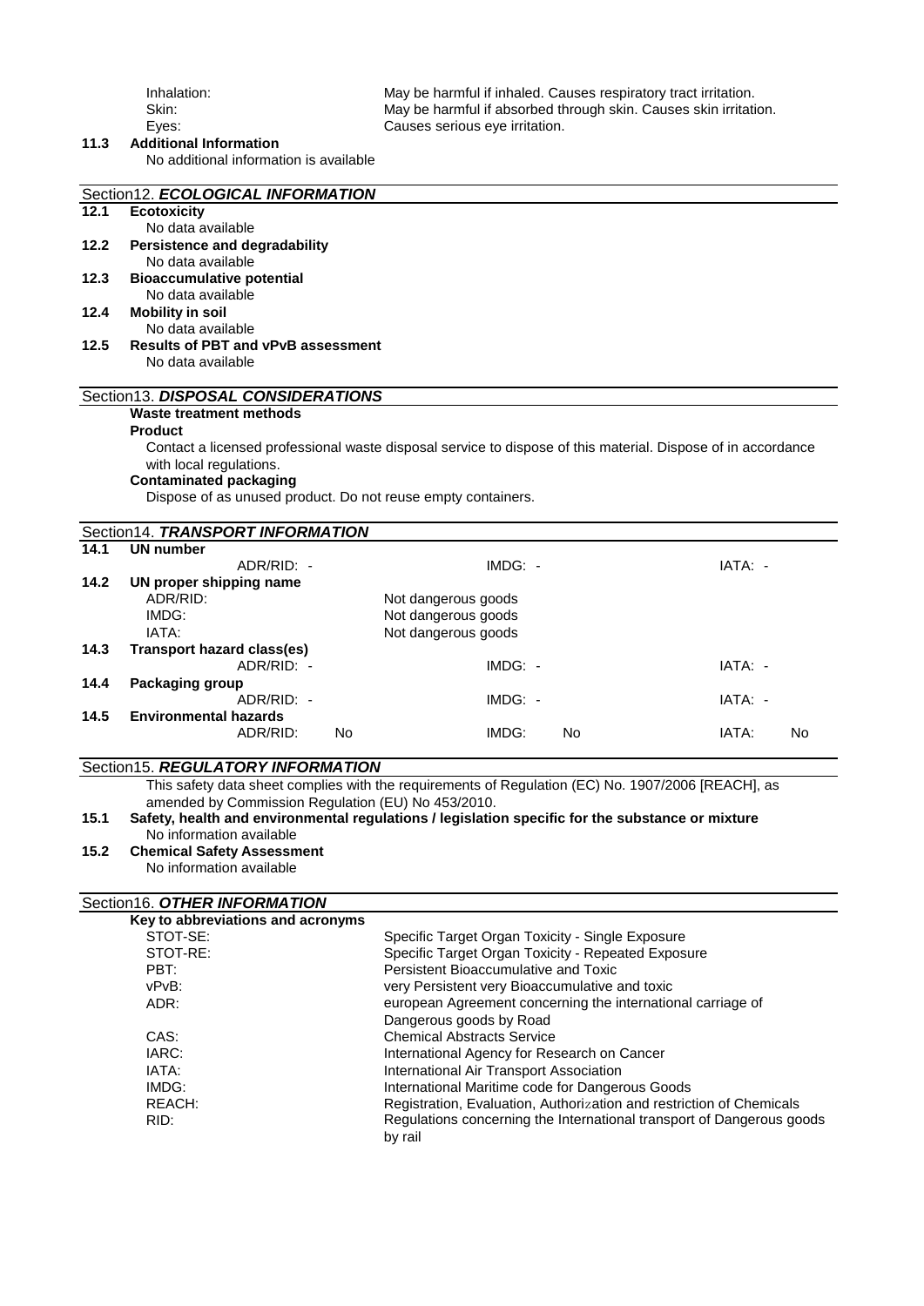| | |
|---|---|
| Inhalation: | May be harmful if inhaled. Causes respiratory tract irritation. |
| Skin: | May be harmful if absorbed through skin. Causes skin irritation. |
| Eyes: | Causes serious eye irritation. |

**11.3 Additional Information**

No additional information is available

## Section12. ***ECOLOGICAL INFORMATION***

**12.1 Ecotoxicity**

No data available

**12.2 Persistence and degradability**

No data available

**12.3 Bioaccumulative potential**

No data available

**12.4 Mobility in soil**

No data available

**12.5 Results of PBT and vPvB assessment**

No data available

## Section13. ***DISPOSAL CONSIDERATIONS***

**Waste treatment methods**

**Product**

Contact a licensed professional waste disposal service to dispose of this material. Dispose of in accordance with local regulations.

**Contaminated packaging**

Dispose of as unused product. Do not reuse empty containers.

## Section14. ***TRANSPORT INFORMATION***

**14.1 UN number**

| | | |
|---|---|---|
| ADR/RID: - | IMDG: - | IATA: - |

**14.2 UN proper shipping name**

| | |
|---|---|
| ADR/RID: | Not dangerous goods |
| IMDG: | Not dangerous goods |
| IATA: | Not dangerous goods |

**14.3 Transport hazard class(es)**

| | | |
|---|---|---|
| ADR/RID: - | IMDG: - | IATA: - |

**14.4 Packaging group**

| | | |
|---|---|---|
| ADR/RID: - | IMDG: - | IATA: - |

**14.5 Environmental hazards**

| | | |
|---|---|---|
| ADR/RID: No | IMDG: No | IATA: No |

## Section15. ***REGULATORY INFORMATION***

This safety data sheet complies with the requirements of Regulation (EC) No. 1907/2006 [REACH], as amended by Commission Regulation (EU) No 453/2010.

**15.1 Safety, health and environmental regulations / legislation specific for the substance or mixture**

No information available

**15.2 Chemical Safety Assessment**

No information available

## Section16. ***OTHER INFORMATION***

**Key to abbreviations and acronyms**

| | |
|---|---|
| STOT-SE: | Specific Target Organ Toxicity - Single Exposure |
| STOT-RE: | Specific Target Organ Toxicity - Repeated Exposure |
| PBT: | Persistent Bioaccumulative and Toxic |
| vPvB: | very Persistent very Bioaccumulative and toxic |
| ADR: | european Agreement concerning the international carriage of Dangerous goods by Road |
| CAS: | Chemical Abstracts Service |
| IARC: | International Agency for Research on Cancer |
| IATA: | International Air Transport Association |
| IMDG: | International Maritime code for Dangerous Goods |
| REACH: | Registration, Evaluation, Authorization and restriction of Chemicals |
| RID: | Regulations concerning the International transport of Dangerous goods by rail |